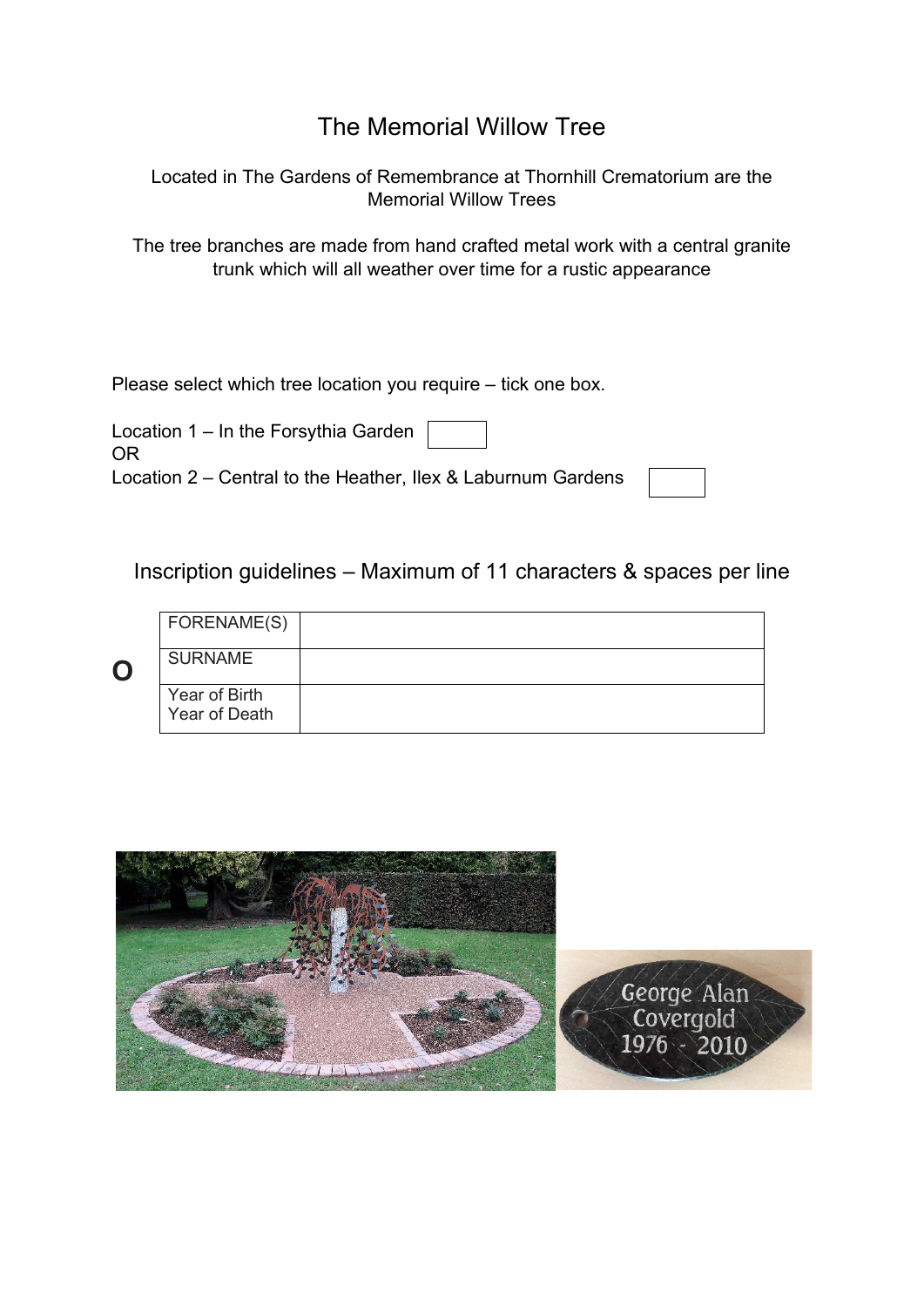# The Memorial Willow Tree

Located in The Gardens of Remembrance at Thornhill Crematorium are the Memorial Willow Trees

The tree branches are made from hand crafted metal work with a central granite trunk which will all weather over time for a rustic appearance

Please select which tree location you require – tick one box.

Location 1 – In the Forsythia Garden ☐
OR
Location 2 – Central to the Heather, Ilex & Laburnum Gardens ☐

## Inscription guidelines – Maximum of 11 characters & spaces per line

O

| FORENAME(S) | |
|---|---|
| SURNAME | |
| Year of Birth<br>Year of Death | |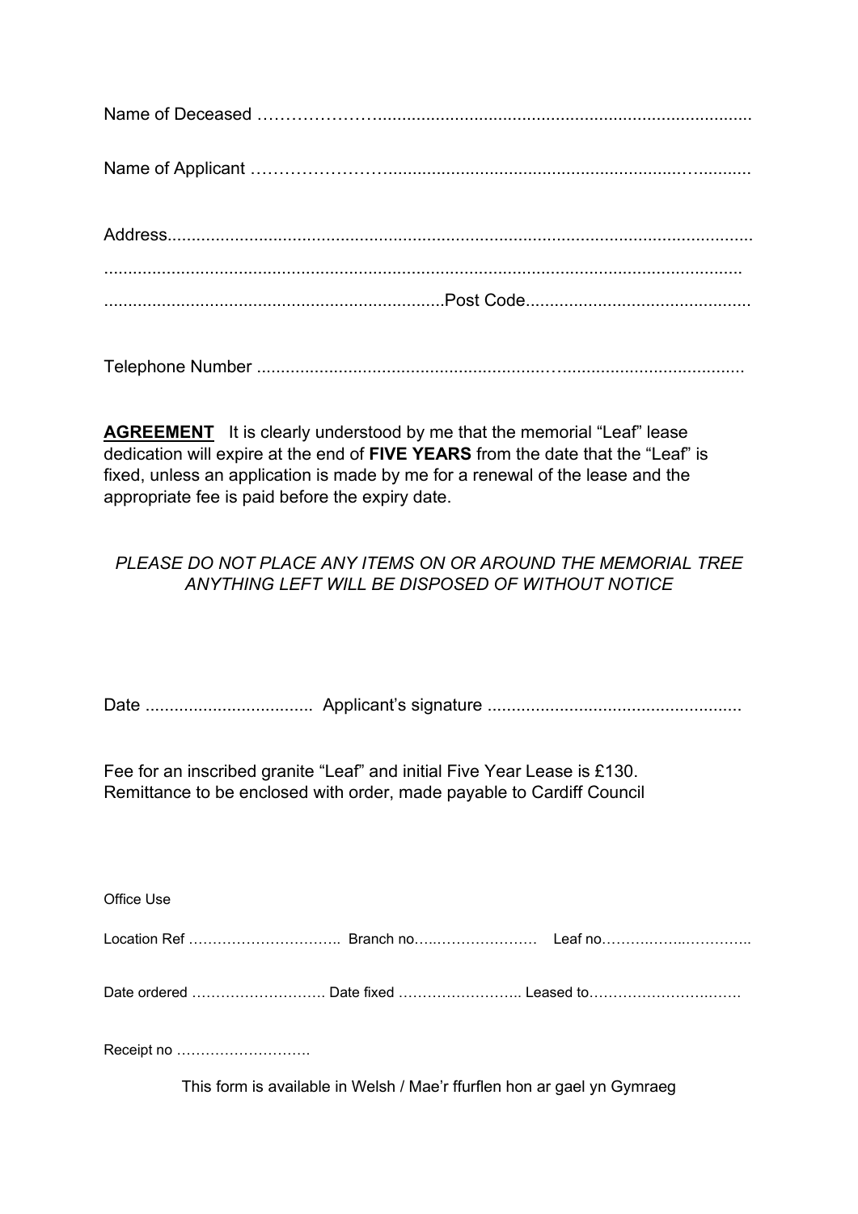Name of Deceased ……………….............................................................................

Name of Applicant …………………..........................................................…..........

Address.......................................................................................................................

.....................................................................................................................

......................................................................Post Code...............................................

Telephone Number .....................................................…......................................

**AGREEMENT** It is clearly understood by me that the memorial "Leaf" lease dedication will expire at the end of **FIVE YEARS** from the date that the "Leaf" is fixed, unless an application is made by me for a renewal of the lease and the appropriate fee is paid before the expiry date.

*PLEASE DO NOT PLACE ANY ITEMS ON OR AROUND THE MEMORIAL TREE ANYTHING LEFT WILL BE DISPOSED OF WITHOUT NOTICE*

Date .................................. Applicant's signature ....................................................

Fee for an inscribed granite "Leaf" and initial Five Year Lease is £130.
Remittance to be enclosed with order, made payable to Cardiff Council

Office Use

Location Ref ………………………….. Branch no…..………………… Leaf no……….…..…………..

Date ordered ………………………. Date fixed …………………….. Leased to…………………….………

Receipt no ……………………….

This form is available in Welsh / Mae'r ffurflen hon ar gael yn Gymraeg